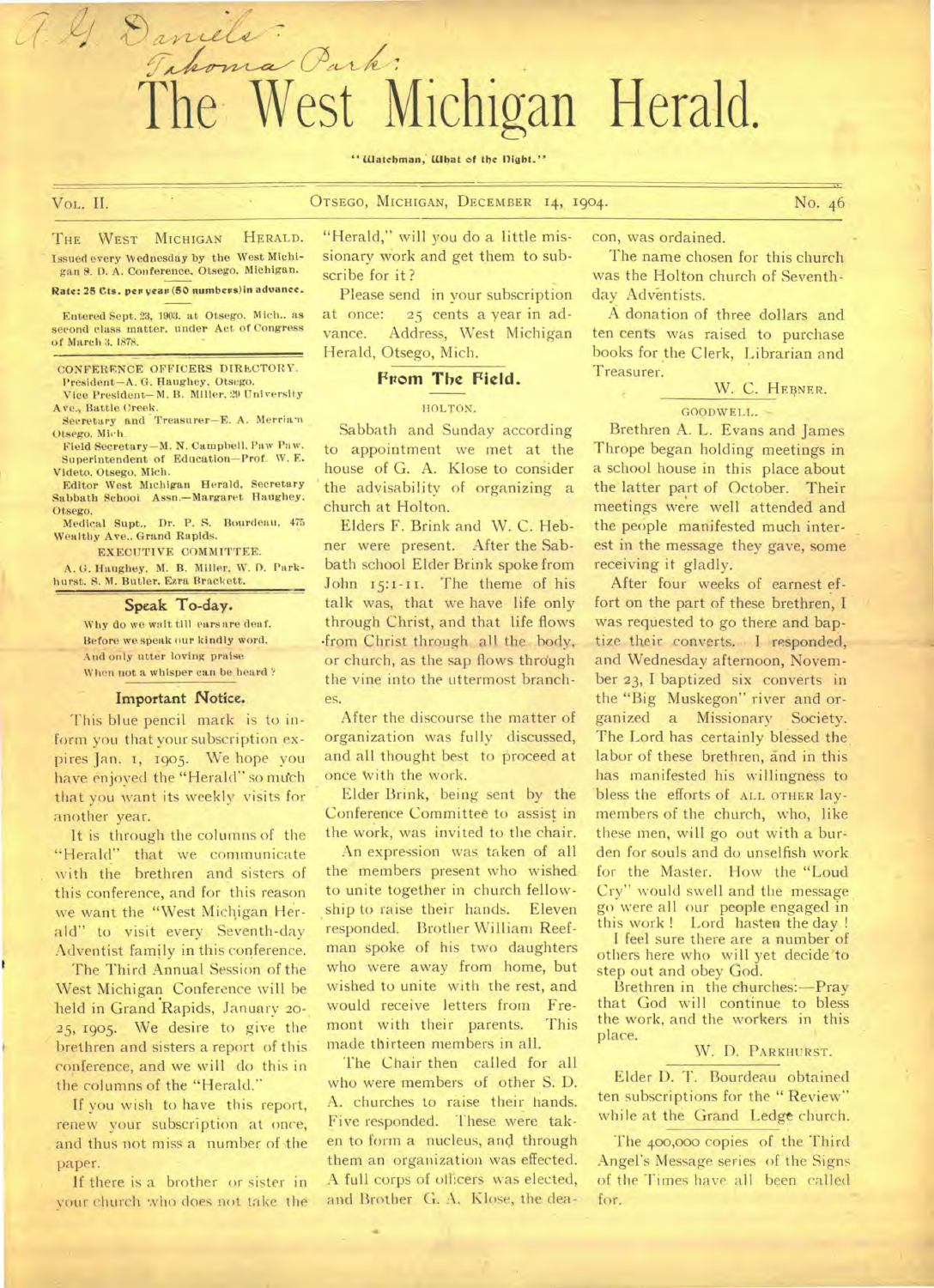A. G. Daniels:
Takoma Park:

# The West Michigan Herald.

"Watchman, What of the Night."

VOL. II. OTSEGO, MICHIGAN, DECEMBER 14, 1904. No. 46

THE WEST MICHIGAN HERALD.
Issued every Wednesday by the West Michigan S. D. A. Conference, Otsego, Michigan.

**Rate: 25 Cts. per year (50 numbers) in advance.**

Entered Sept. 23, 1903, at Otsego, Mich., as second class matter, under Act of Congress of March 3, 1878.

CONFERENCE OFFICERS DIRECTORY.
President—A. G. Haughey, Otsego.
Vice President—M. B. Miller, 29 University Ave., Battle Creek.
Secretary and Treasurer—E. A. Merriam Otsego, Mich.
Field Secretary—M. N. Campbell, Paw Paw.
Superintendent of Education—Prof. W. E. Videto, Otsego, Mich.
Editor West Michigan Herald, Secretary Sabbath School Assn.—Margaret Haughey, Otsego.
Medical Supt., Dr. P. S. Bourdeau, 475 Wealthy Ave., Grand Rapids.

EXECUTIVE COMMITTEE.
A. G. Haughey, M. B. Miller, W. D. Parkhurst, S. M. Butler, Ezra Brackett.

### Speak To-day.

Why do we wait till ears are deaf,
Before we speak our kindly word,
And only utter loving praise
When not a whisper can be heard?

### Important Notice.

This blue pencil mark is to inform you that your subscription expires Jan. 1, 1905. We hope you have enjoyed the "Herald" so much that you want its weekly visits for another year.

It is through the columns of the "Herald" that we communicate with the brethren and sisters of this conference, and for this reason we want the "West Michigan Herald" to visit every Seventh-day Adventist family in this conference.

The Third Annual Session of the West Michigan Conference will be held in Grand Rapids, January 20-25, 1905. We desire to give the brethren and sisters a report of this conference, and we will do this in the columns of the "Herald."

If you wish to have this report, renew your subscription at once, and thus not miss a number of the paper.

If there is a brother or sister in your church who does not take the "Herald," will you do a little missionary work and get them to subscribe for it?

Please send in your subscription at once: 25 cents a year in advance. Address, West Michigan Herald, Otsego, Mich.

## From The Field.

HOLTON.

Sabbath and Sunday according to appointment we met at the house of G. A. Klose to consider the advisability of organizing a church at Holton.

Elders F. Brink and W. C. Hebner were present. After the Sabbath school Elder Brink spoke from John 15:1-11. The theme of his talk was, that we have life only through Christ, and that life flows from Christ through all the body, or church, as the sap flows through the vine into the uttermost branches.

After the discourse the matter of organization was fully discussed, and all thought best to proceed at once with the work.

Elder Brink, being sent by the Conference Committee to assist in the work, was invited to the chair.

An expression was taken of all the members present who wished to unite together in church fellowship to raise their hands. Eleven responded. Brother William Reefman spoke of his two daughters who were away from home, but wished to unite with the rest, and would receive letters from Fremont with their parents. This made thirteen members in all.

The Chair then called for all who were members of other S. D. A. churches to raise their hands. Five responded. These were taken to form a nucleus, and through them an organization was effected. A full corps of officers was elected, and Brother G. A. Klose, the deacon, was ordained.

The name chosen for this church was the Holton church of Seventh-day Adventists.

A donation of three dollars and ten cents was raised to purchase books for the Clerk, Librarian and Treasurer.

W. C. HEBNER.

GOODWELL.

Brethren A. L. Evans and James Thrope began holding meetings in a school house in this place about the latter part of October. Their meetings were well attended and the people manifested much interest in the message they gave, some receiving it gladly.

After four weeks of earnest effort on the part of these brethren, I was requested to go there and baptize their converts. I responded, and Wednesday afternoon, November 23, I baptized six converts in the "Big Muskegon" river and organized a Missionary Society. The Lord has certainly blessed the labor of these brethren, and in this has manifested his willingness to bless the efforts of ALL OTHER lay-members of the church, who, like these men, will go out with a burden for souls and do unselfish work for the Master. How the "Loud Cry" would swell and the message go were all our people engaged in this work! Lord hasten the day!

I feel sure there are a number of others here who will yet decide to step out and obey God.

Brethren in the churches:—Pray that God will continue to bless the work, and the workers in this place.

W. D. PARKHURST.

Elder D. T. Bourdeau obtained ten subscriptions for the "Review" while at the Grand Ledge church.

The 400,000 copies of the Third Angel's Message series of the Signs of the Times have all been called for.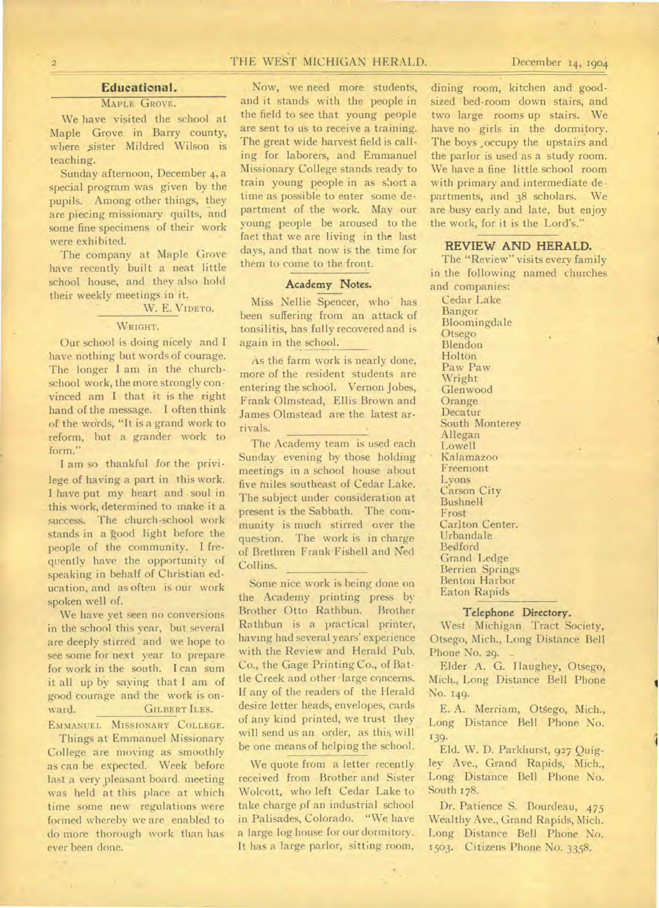## Educational.

### MAPLE GROVE.

We have visited the school at Maple Grove in Barry county, where sister Mildred Wilson is teaching.

Sunday afternoon, December 4, a special program was given by the pupils. Among other things, they are piecing missionary quilts, and some fine specimens of their work were exhibited.

The company at Maple Grove have recently built a neat little school house, and they also hold their weekly meetings in it.

W. E. VIDETO.

### WRIGHT.

Our school is doing nicely and I have nothing but words of courage. The longer I am in the church-school work, the more strongly convinced am I that it is the right hand of the message. I often think of the words, "It is a grand work to reform, but a grander work to form."

I am so thankful for the privilege of having a part in this work. I have put my heart and soul in this work, determined to make it a success. The church-school work stands in a good light before the people of the community. I frequently have the opportunity of speaking in behalf of Christian education, and as often is our work spoken well of.

We have yet seen no conversions in the school this year, but several are deeply stirred and we hope to see some for next year to prepare for work in the south. I can sum it all up by saying that I am of good courage and the work is onward.

GILBERT ILES.

### EMMANUEL MISSIONARY COLLEGE.

Things at Emmanuel Missionary College are moving as smoothly as can be expected. Week before last a very pleasant board meeting was held at this place at which time some new regulations were formed whereby we are enabled to do more thorough work than has ever been done.

Now, we need more students, and it stands with the people in the field to see that young people are sent to us to receive a training. The great wide harvest field is calling for laborers, and Emmanuel Missionary College stands ready to train young people in as short a time as possible to enter some department of the work. May our young people be aroused to the fact that we are living in the last days, and that now is the time for them to come to the front.

### Academy Notes.

Miss Nellie Spencer, who has been suffering from an attack of tonsilitis, has fully recovered and is again in the school.

As the farm work is nearly done, more of the resident students are entering the school. Vernon Jobes, Frank Olmstead, Ellis Brown and James Olmstead are the latest arrivals.

The Academy team is used each Sunday evening by those holding meetings in a school house about five miles southeast of Cedar Lake. The subject under consideration at present is the Sabbath. The community is much stirred over the question. The work is in charge of Brethren Frank Fishell and Ned Collins.

Some nice work is being done on the Academy printing press by Brother Otto Rathbun. Brother Rathbun is a practical printer, having had several years' experience with the Review and Herald Pub. Co., the Gage Printing Co., of Battle Creek and other large concerns. If any of the readers of the Herald desire letter heads, envelopes, cards of any kind printed, we trust they will send us an order, as this will be one means of helping the school.

We quote from a letter recently received from Brother and Sister Wolcott, who left Cedar Lake to take charge of an industrial school in Palisades, Colorado. "We have a large log house for our dormitory. It has a large parlor, sitting room, dining room, kitchen and good-sized bed-room down stairs, and two large rooms up stairs. We have no girls in the dormitory. The boys occupy the upstairs and the parlor is used as a study room. We have a fine little school room with primary and intermediate departments, and 38 scholars. We are busy early and late, but enjoy the work, for it is the Lord's."

## REVIEW AND HERALD.

The "Review" visits every family in the following named churches and companies:

Cedar Lake
Bangor
Bloomingdale
Otsego
Blendon
Holton
Paw Paw
Wright
Glenwood
Orange
Decatur
South Monterey
Allegan
Lowell
Kalamazoo
Freemont
Lyons
Carson City
Bushnell
Frost
Carlton Center.
Urbandale
Bedford
Grand Ledge
Berrien Springs
Benton Harbor
Eaton Rapids

### Telephone Directory.

West Michigan Tract Society, Otsego, Mich., Long Distance Bell Phone No. 29.

Elder A. G. Haughey, Otsego, Mich., Long Distance Bell Phone No. 149.

E. A. Merriam, Otsego, Mich., Long Distance Bell Phone No. 139.

Eld. W. D. Parkhurst, 927 Quigley Ave., Grand Rapids, Mich., Long Distance Bell Phone No. South 178.

Dr. Patience S. Bourdeau, 475 Wealthy Ave., Grand Rapids, Mich. Long Distance Bell Phone No. 1503. Citizens Phone No. 3358.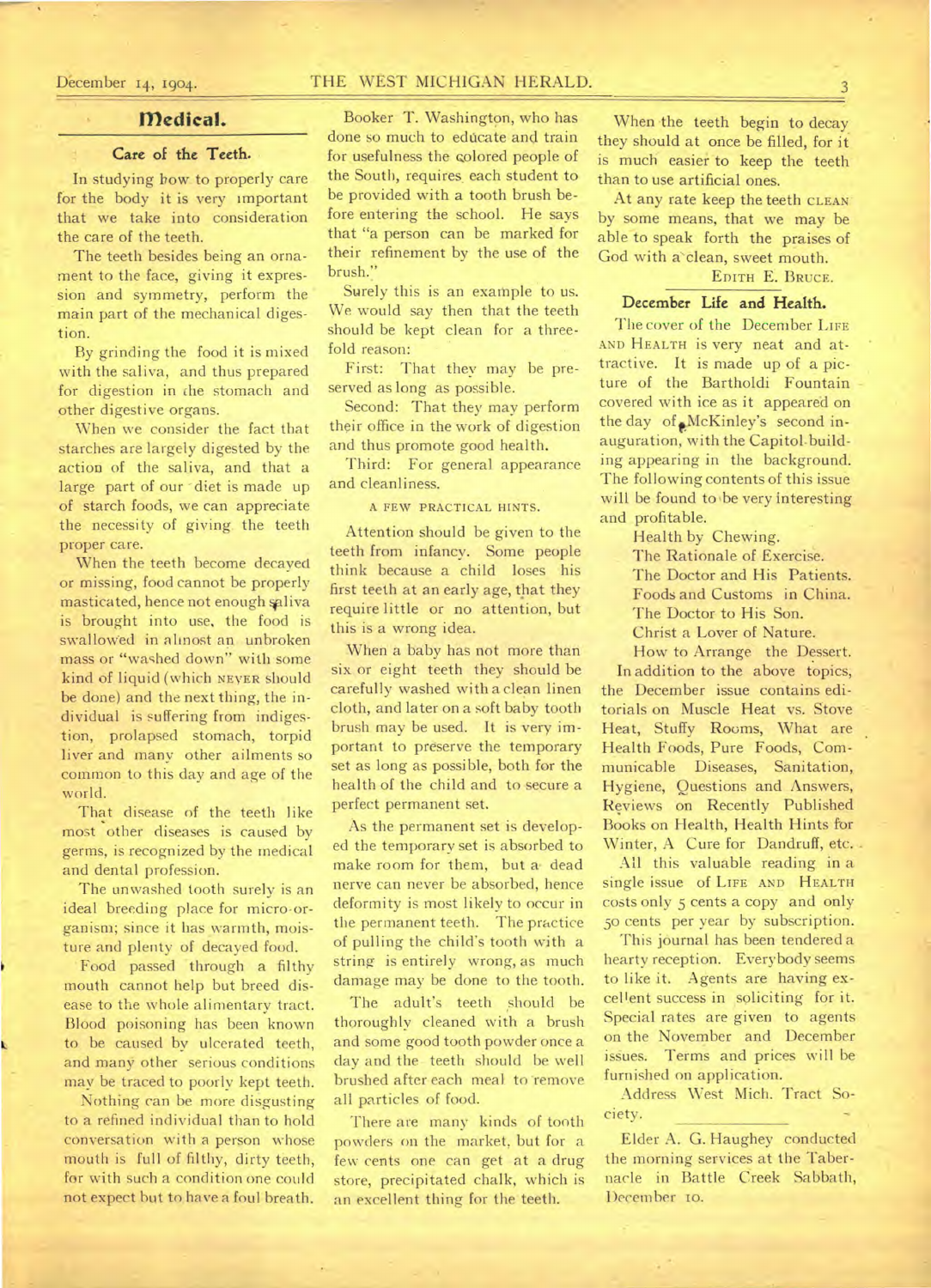## Medical.

### Care of the Teeth.

In studying how to properly care for the body it is very important that we take into consideration the care of the teeth.

The teeth besides being an ornament to the face, giving it expression and symmetry, perform the main part of the mechanical digestion.

By grinding the food it is mixed with the saliva, and thus prepared for digestion in the stomach and other digestive organs.

When we consider the fact that starches are largely digested by the action of the saliva, and that a large part of our diet is made up of starch foods, we can appreciate the necessity of giving the teeth proper care.

When the teeth become decayed or missing, food cannot be properly masticated, hence not enough saliva is brought into use, the food is swallowed in almost an unbroken mass or "washed down" with some kind of liquid (which NEVER should be done) and the next thing, the individual is suffering from indigestion, prolapsed stomach, torpid liver and many other ailments so common to this day and age of the world.

That disease of the teeth like most other diseases is caused by germs, is recognized by the medical and dental profession.

The unwashed tooth surely is an ideal breeding place for micro-organism; since it has warmth, moisture and plenty of decayed food.

Food passed through a filthy mouth cannot help but breed disease to the whole alimentary tract. Blood poisoning has been known to be caused by ulcerated teeth, and many other serious conditions may be traced to poorly kept teeth.

Nothing can be more disgusting to a refined individual than to hold conversation with a person whose mouth is full of filthy, dirty teeth, for with such a condition one could not expect but to have a foul breath.

Booker T. Washington, who has done so much to educate and train for usefulness the colored people of the South, requires each student to be provided with a tooth brush before entering the school. He says that "a person can be marked for their refinement by the use of the brush."

Surely this is an example to us. We would say then that the teeth should be kept clean for a threefold reason:

First: That they may be preserved as long as possible.

Second: That they may perform their office in the work of digestion and thus promote good health.

Third: For general appearance and cleanliness.

A FEW PRACTICAL HINTS.

Attention should be given to the teeth from infancy. Some people think because a child loses his first teeth at an early age, that they require little or no attention, but this is a wrong idea.

When a baby has not more than six or eight teeth they should be carefully washed with a clean linen cloth, and later on a soft baby tooth brush may be used. It is very important to preserve the temporary set as long as possible, both for the health of the child and to secure a perfect permanent set.

As the permanent set is developed the temporary set is absorbed to make room for them, but a dead nerve can never be absorbed, hence deformity is most likely to occur in the permanent teeth. The practice of pulling the child's tooth with a string is entirely wrong, as much damage may be done to the tooth.

The adult's teeth should be thoroughly cleaned with a brush and some good tooth powder once a day and the teeth should be well brushed after each meal to remove all particles of food.

There are many kinds of tooth powders on the market, but for a few cents one can get at a drug store, precipitated chalk, which is an excellent thing for the teeth.

When the teeth begin to decay they should at once be filled, for it is much easier to keep the teeth than to use artificial ones.

At any rate keep the teeth CLEAN by some means, that we may be able to speak forth the praises of God with a clean, sweet mouth.

EDITH E. BRUCE.

### December Life and Health.

The cover of the December LIFE AND HEALTH is very neat and attractive. It is made up of a picture of the Bartholdi Fountain covered with ice as it appeared on the day of McKinley's second inauguration, with the Capitol building appearing in the background. The following contents of this issue will be found to be very interesting and profitable.

Health by Chewing.
The Rationale of Exercise.
The Doctor and His Patients.
Foods and Customs in China.
The Doctor to His Son.
Christ a Lover of Nature.
How to Arrange the Dessert.

In addition to the above topics, the December issue contains editorials on Muscle Heat vs. Stove Heat, Stuffy Rooms, What are Health Foods, Pure Foods, Communicable Diseases, Sanitation, Hygiene, Questions and Answers, Reviews on Recently Published Books on Health, Health Hints for Winter, A Cure for Dandruff, etc.

All this valuable reading in a single issue of LIFE AND HEALTH costs only 5 cents a copy and only 50 cents per year by subscription.

This journal has been tendered a hearty reception. Everybody seems to like it. Agents are having excellent success in soliciting for it. Special rates are given to agents on the November and December issues. Terms and prices will be furnished on application.

Address West Mich. Tract Society.

---

Elder A. G. Haughey conducted the morning services at the Tabernacle in Battle Creek Sabbath, December 10.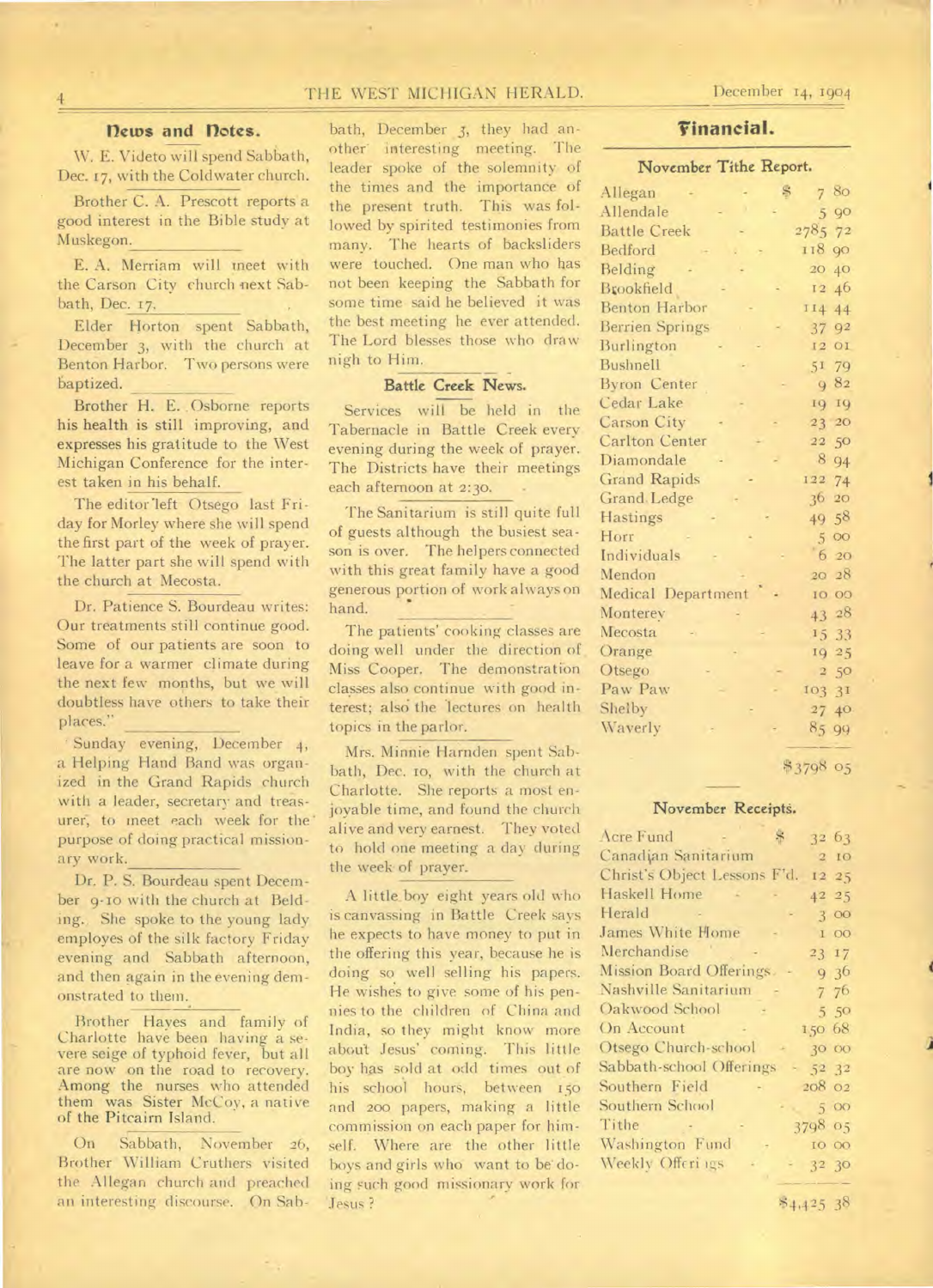## News and Notes.

W. E. Videto will spend Sabbath, Dec. 17, with the Coldwater church.

Brother C. A. Prescott reports a good interest in the Bible study at Muskegon.

E. A. Merriam will meet with the Carson City church next Sabbath, Dec. 17.

Elder Horton spent Sabbath, December 3, with the church at Benton Harbor. Two persons were baptized.

Brother H. E. Osborne reports his health is still improving, and expresses his gratitude to the West Michigan Conference for the interest taken in his behalf.

The editor left Otsego last Friday for Morley where she will spend the first part of the week of prayer. The latter part she will spend with the church at Mecosta.

Dr. Patience S. Bourdeau writes: Our treatments still continue good. Some of our patients are soon to leave for a warmer climate during the next few months, but we will doubtless have others to take their places."

Sunday evening, December 4, a Helping Hand Band was organized in the Grand Rapids church with a leader, secretary and treasurer, to meet each week for the purpose of doing practical missionary work.

Dr. P. S. Bourdeau spent December 9-10 with the church at Belding. She spoke to the young lady employes of the silk factory Friday evening and Sabbath afternoon, and then again in the evening demonstrated to them.

Brother Hayes and family of Charlotte have been having a severe seige of typhoid fever, but all are now on the road to recovery. Among the nurses who attended them was Sister McCoy, a native of the Pitcairn Island.

On Sabbath, November 26, Brother William Cruthers visited the Allegan church and preached an interesting discourse. On Sabbath, December 3, they had another interesting meeting. The leader spoke of the solemnity of the times and the importance of the present truth. This was followed by spirited testimonies from many. The hearts of backsliders were touched. One man who has not been keeping the Sabbath for some time said he believed it was the best meeting he ever attended. The Lord blesses those who draw nigh to Him.

### Battle Creek News.

Services will be held in the Tabernacle in Battle Creek every evening during the week of prayer. The Districts have their meetings each afternoon at 2:30.

The Sanitarium is still quite full of guests although the busiest season is over. The helpers connected with this great family have a good generous portion of work always on hand.

The patients' cooking classes are doing well under the direction of Miss Cooper. The demonstration classes also continue with good interest; also the lectures on health topics in the parlor.

Mrs. Minnie Harnden spent Sabbath, Dec. 10, with the church at Charlotte. She reports a most enjoyable time, and found the church alive and very earnest. They voted to hold one meeting a day during the week of prayer.

A little boy eight years old who is canvassing in Battle Creek says he expects to have money to put in the offering this year, because he is doing so well selling his papers. He wishes to give some of his pennies to the children of China and India, so they might know more about Jesus' coming. This little boy has sold at odd times out of his school hours, between 150 and 200 papers, making a little commission on each paper for himself. Where are the other little boys and girls who want to be doing such good missionary work for Jesus?

## Financial.

### November Tithe Report.

| | |
|---|---|
| Allegan | $ 7 80 |
| Allendale | 5 90 |
| Battle Creek | 2785 72 |
| Bedford | 118 90 |
| Belding | 20 40 |
| Brookfield | 12 46 |
| Benton Harbor | 114 44 |
| Berrien Springs | 37 92 |
| Burlington | 12 01 |
| Bushnell | 51 79 |
| Byron Center | 9 82 |
| Cedar Lake | 19 19 |
| Carson City | 23 20 |
| Carlton Center | 22 50 |
| Diamondale | 8 94 |
| Grand Rapids | 122 74 |
| Grand Ledge | 36 20 |
| Hastings | 49 58 |
| Horr | 5 00 |
| Individuals | 6 20 |
| Mendon | 20 28 |
| Medical Department | 10 00 |
| Monterey | 43 28 |
| Mecosta | 15 33 |
| Orange | 19 25 |
| Otsego | 2 50 |
| Paw Paw | 103 31 |
| Shelby | 27 40 |
| Waverly | 85 99 |
| | $3798 05 |

### November Receipts.

| | |
|---|---|
| Acre Fund | $ 32 63 |
| Canadian Sanitarium | 2 10 |
| Christ's Object Lessons F'd. | 12 25 |
| Haskell Home | 42 25 |
| Herald | 3 00 |
| James White Home | 1 00 |
| Merchandise | 23 17 |
| Mission Board Offerings | 9 36 |
| Nashville Sanitarium | 7 76 |
| Oakwood School | 5 50 |
| On Account | 150 68 |
| Otsego Church-school | 30 00 |
| Sabbath-school Offerings | 52 32 |
| Southern Field | 208 02 |
| Southern School | 5 00 |
| Tithe | 3798 05 |
| Washington Fund | 10 00 |
| Weekly Offerings | 32 30 |
| | $4,425 38 |